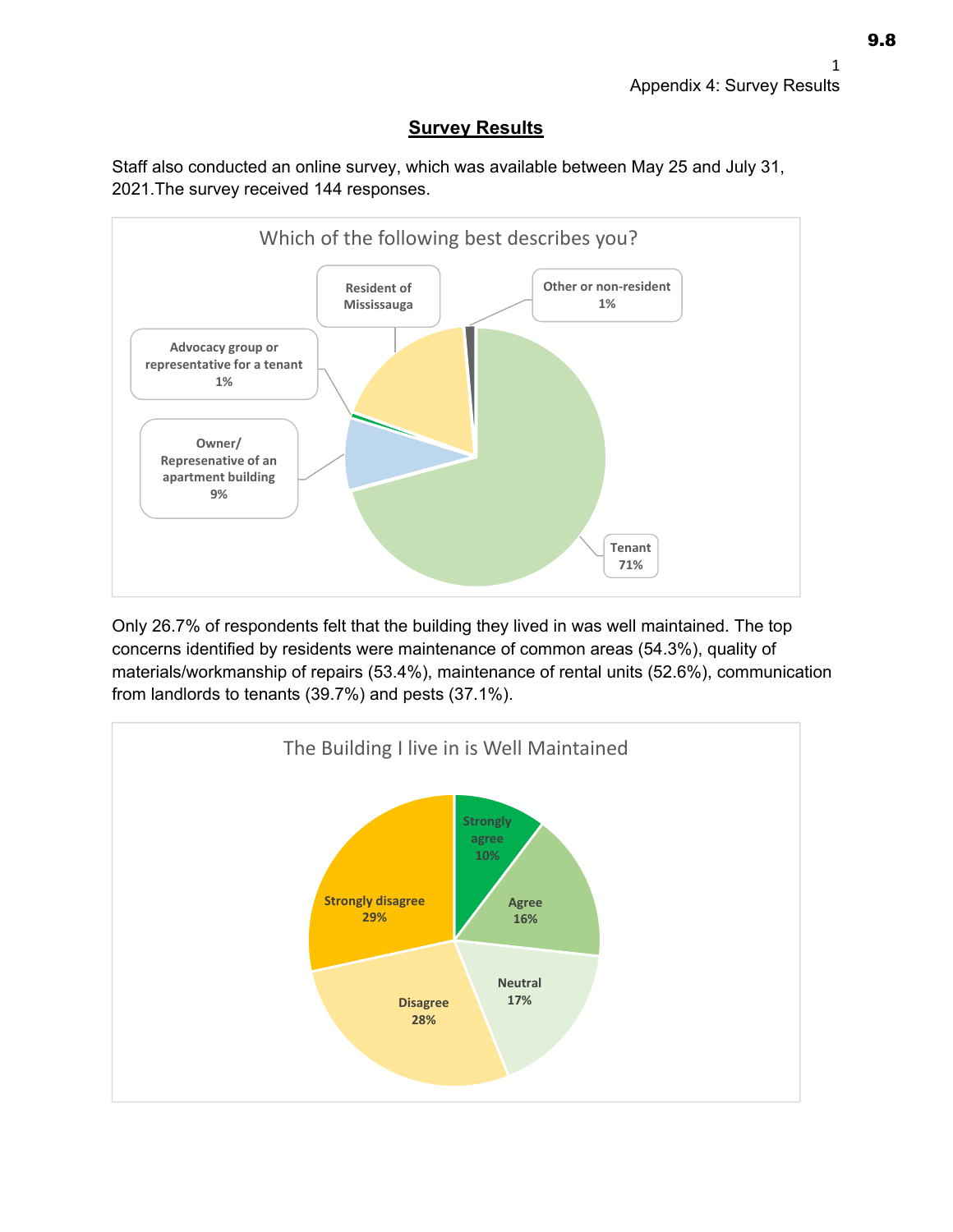Appendix 4: Survey Results

## Survey Results

Staff also conducted an online survey, which was available between May 25 and July 31, 2021.The survey received 144 responses.

**Which of the following best describes you?**

| Response | Percentage |
|---|---|
| Tenant | 71% |
| Owner/ Represenative of an apartment building | 9% |
| Advocacy group or representative for a tenant | 1% |
| Resident of Mississauga | |
| Other or non-resident | 1% |

Only 26.7% of respondents felt that the building they lived in was well maintained. The top concerns identified by residents were maintenance of common areas (54.3%), quality of materials/workmanship of repairs (53.4%), maintenance of rental units (52.6%), communication from landlords to tenants (39.7%) and pests (37.1%).

**The Building I live in is Well Maintained**

| Response | Percentage |
|---|---|
| Strongly agree | 10% |
| Agree | 16% |
| Neutral | 17% |
| Disagree | 28% |
| Strongly disagree | 29% |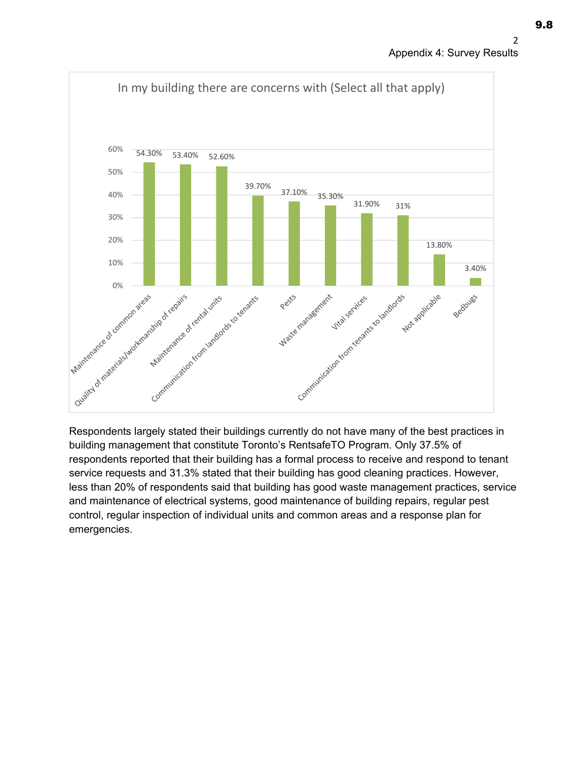Appendix 4: Survey Results

**In my building there are concerns with (Select all that apply)**

| Concern | Percentage |
|---|---|
| Maintenance of common areas | 54.30% |
| Quality of materials/workmanship of repairs | 53.40% |
| Maintenance of rental units | 52.60% |
| Communication from landlords to tenants | 39.70% |
| Pests | 37.10% |
| Waste management | 35.30% |
| Vital services | 31.90% |
| Communication from tenants to landlords | 31% |
| Not applicable | 13.80% |
| Bedbugs | 3.40% |

Respondents largely stated their buildings currently do not have many of the best practices in building management that constitute Toronto's RentsafeTO Program. Only 37.5% of respondents reported that their building has a formal process to receive and respond to tenant service requests and 31.3% stated that their building has good cleaning practices. However, less than 20% of respondents said that building has good waste management practices, service and maintenance of electrical systems, good maintenance of building repairs, regular pest control, regular inspection of individual units and common areas and a response plan for emergencies.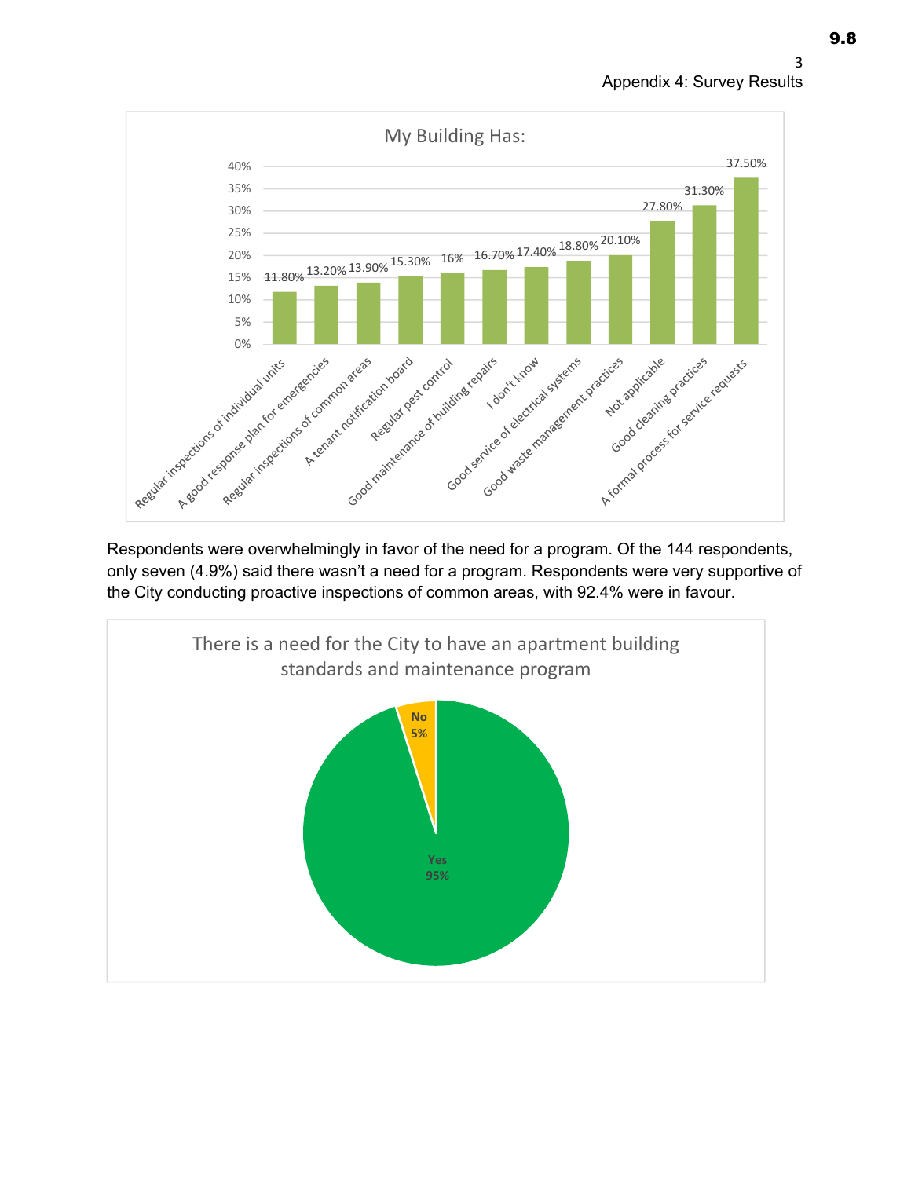**My Building Has:**

| Item | Percentage |
| --- | --- |
| Regular inspections of individual units | 11.80% |
| A good response plan for emergencies | 13.20% |
| Regular inspections of common areas | 13.90% |
| A tenant notification board | 15.30% |
| Regular pest control | 16% |
| Good maintenance of building repairs | 16.70% |
| I don't know | 17.40% |
| Good service of electrical systems | 18.80% |
| Good waste management practices | 20.10% |
| Not applicable | 27.80% |
| Good cleaning practices | 31.30% |
| A formal process for service requests | 37.50% |

Respondents were overwhelmingly in favor of the need for a program. Of the 144 respondents, only seven (4.9%) said there wasn't a need for a program. Respondents were very supportive of the City conducting proactive inspections of common areas, with 92.4% were in favour.

**There is a need for the City to have an apartment building standards and maintenance program**

| Response | Percentage |
| --- | --- |
| Yes | 95% |
| No | 5% |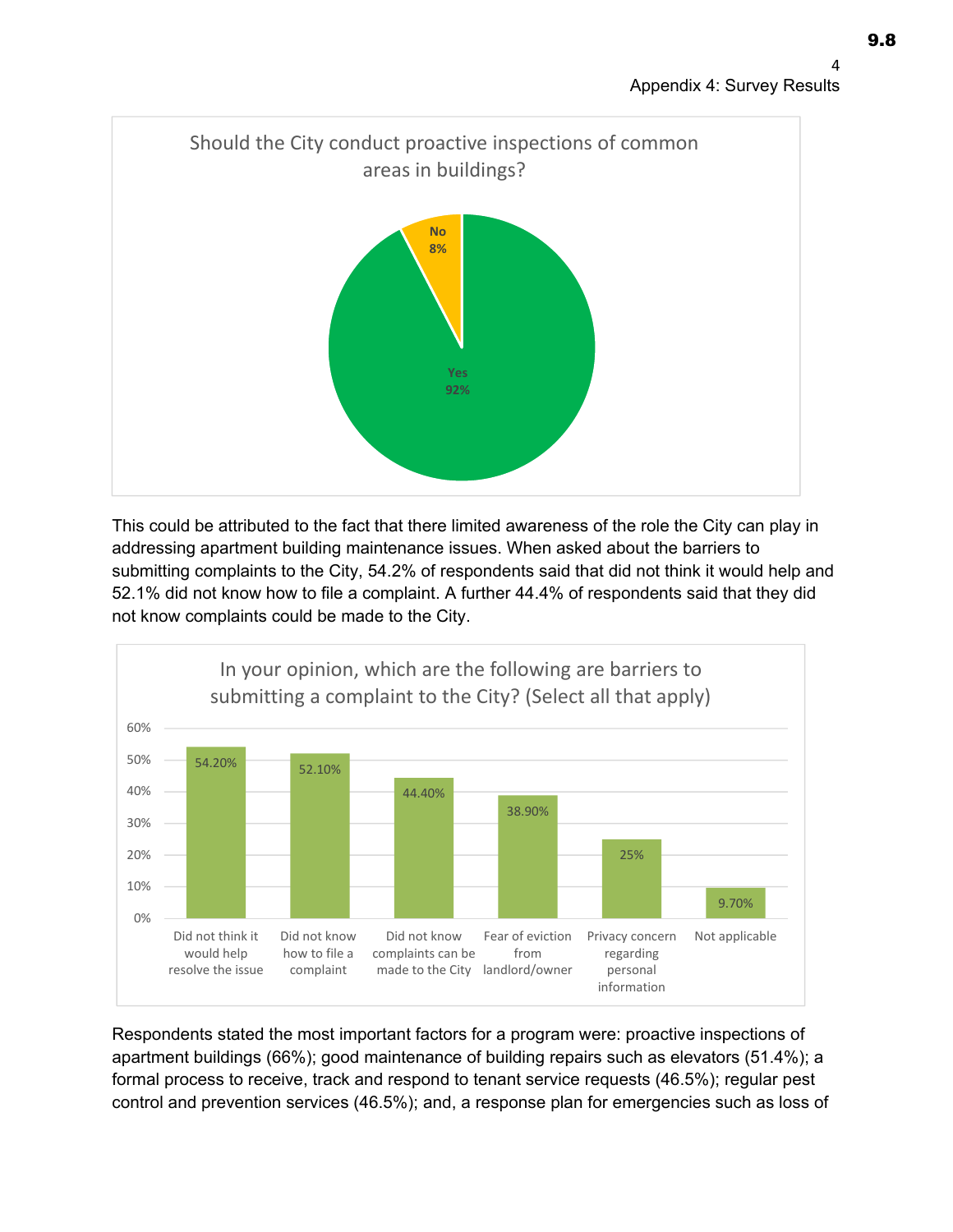**Should the City conduct proactive inspections of common areas in buildings?**

| Response | Percentage |
|---|---|
| Yes | 92% |
| No | 8% |

This could be attributed to the fact that there limited awareness of the role the City can play in addressing apartment building maintenance issues. When asked about the barriers to submitting complaints to the City, 54.2% of respondents said that did not think it would help and 52.1% did not know how to file a complaint. A further 44.4% of respondents said that they did not know complaints could be made to the City.

**In your opinion, which are the following are barriers to submitting a complaint to the City? (Select all that apply)**

| Barrier | Percentage |
|---|---|
| Did not think it would help resolve the issue | 54.20% |
| Did not know how to file a complaint | 52.10% |
| Did not know complaints can be made to the City | 44.40% |
| Fear of eviction from landlord/owner | 38.90% |
| Privacy concern regarding personal information | 25% |
| Not applicable | 9.70% |

Respondents stated the most important factors for a program were: proactive inspections of apartment buildings (66%); good maintenance of building repairs such as elevators (51.4%); a formal process to receive, track and respond to tenant service requests (46.5%); regular pest control and prevention services (46.5%); and, a response plan for emergencies such as loss of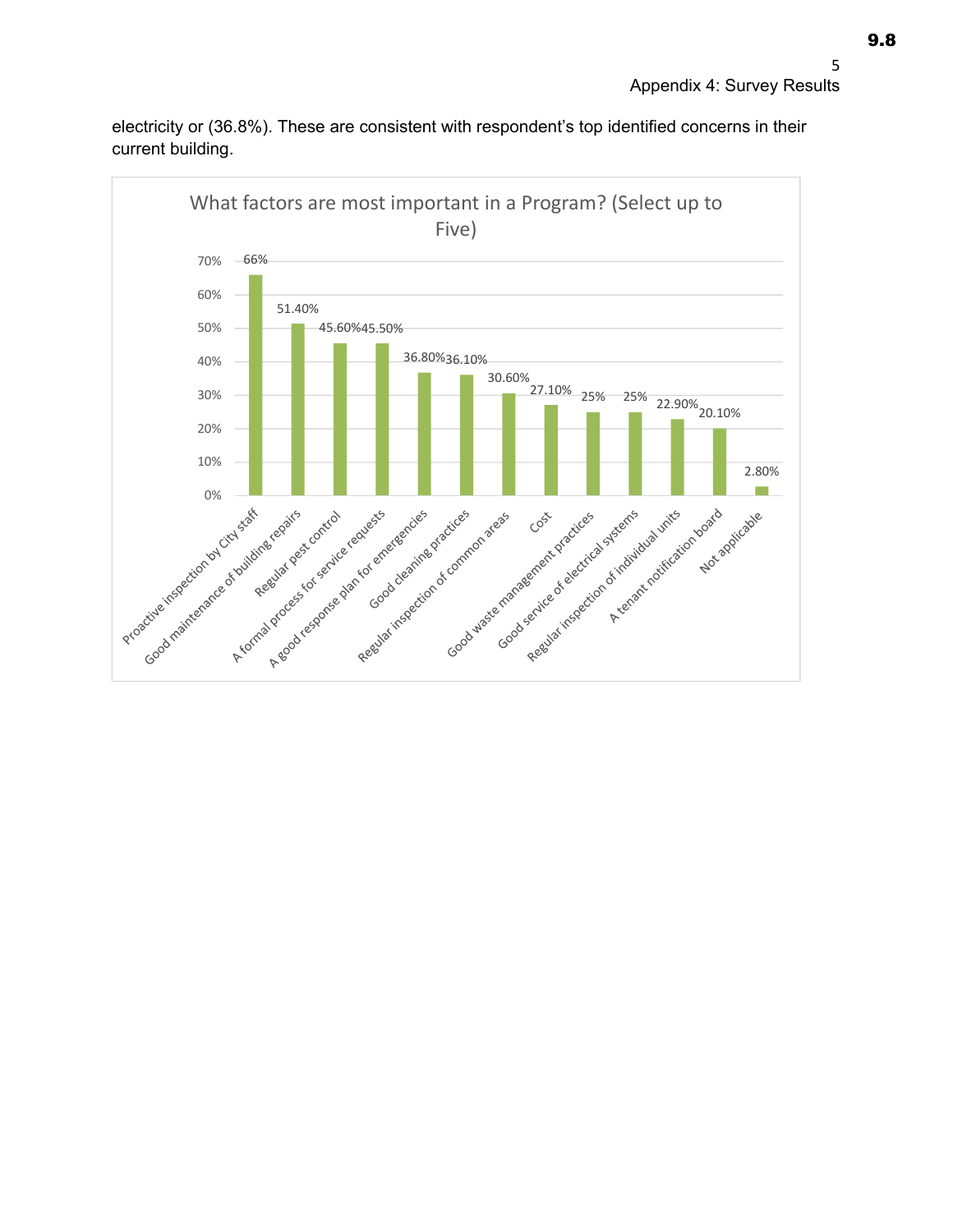electricity or (36.8%). These are consistent with respondent's top identified concerns in their current building.

What factors are most important in a Program? (Select up to Five)

70%
60%
50%
40%
30%
20%
10%
0%

66%
51.40%
45.60%
45.50%
36.80%
36.10%
30.60%
27.10%
25%
25%
22.90%
20.10%
2.80%

Proactive inspection by City staff
Good maintenance of building repairs
Regular pest control
A formal process for service requests
A good response plan for emergencies
Good cleaning practices
Regular inspection of common areas
Cost
Good waste management practices
Good service of electrical systems
Regular inspection of individual units
A tenant notification board
Not applicable